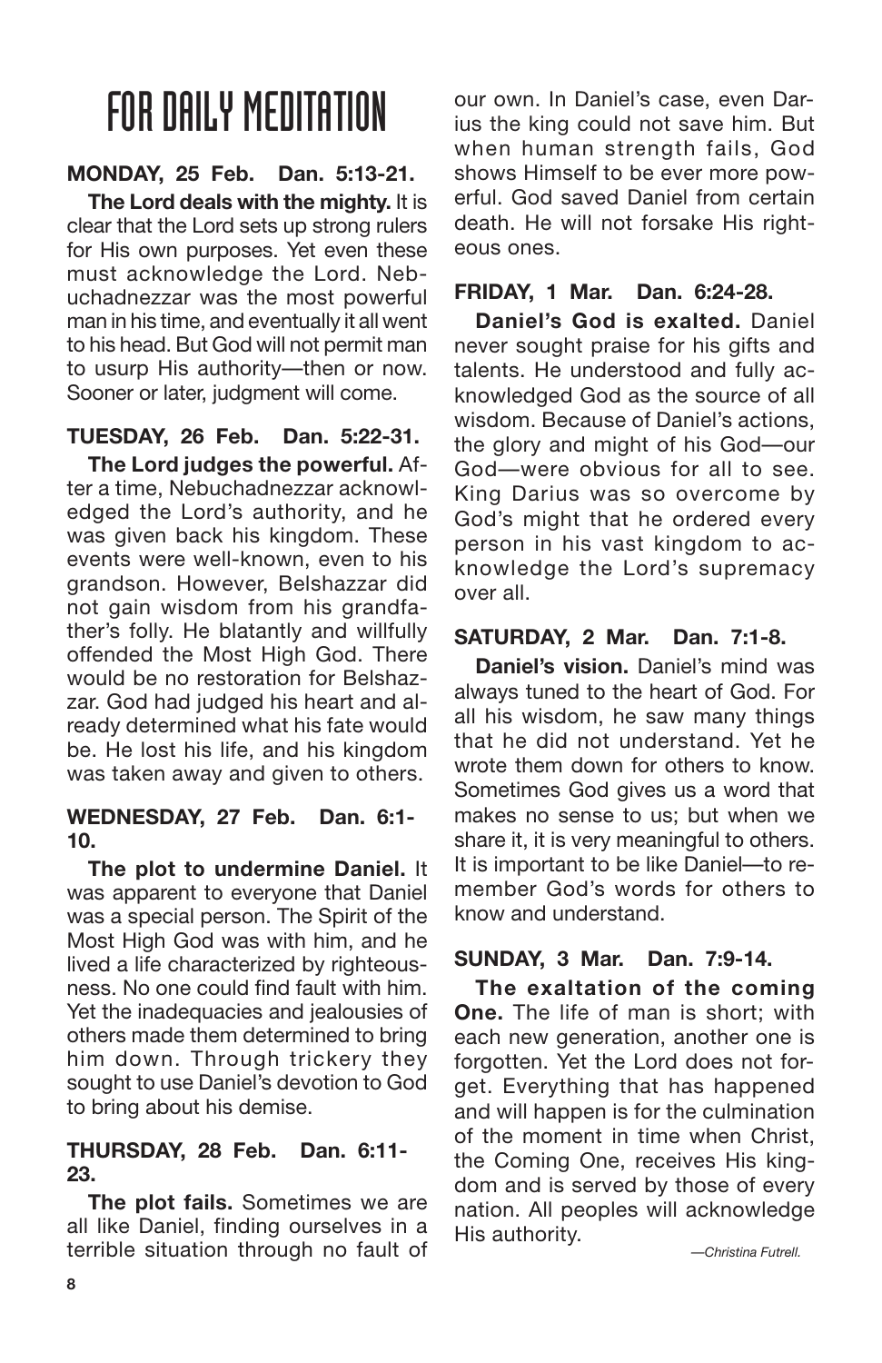# FOR DAILY MEDITATION

**MONDAY, 25 Feb. Dan. 5:13-21.**

**The Lord deals with the mighty.** It is clear that the Lord sets up strong rulers for His own purposes. Yet even these must acknowledge the Lord. Nebuchadnezzar was the most powerful man in his time, and eventually it all went to his head. But God will not permit man to usurp His authority—then or now. Sooner or later, judgment will come.

**TUESDAY, 26 Feb. Dan. 5:22-31.**

**The Lord judges the powerful.** After a time, Nebuchadnezzar acknowledged the Lord's authority, and he was given back his kingdom. These events were well-known, even to his grandson. However, Belshazzar did not gain wisdom from his grandfather's folly. He blatantly and willfully offended the Most High God. There would be no restoration for Belshazzar. God had judged his heart and already determined what his fate would be. He lost his life, and his kingdom was taken away and given to others.

**WEDNESDAY, 27 Feb. Dan. 6:1-10.**

**The plot to undermine Daniel.** It was apparent to everyone that Daniel was a special person. The Spirit of the Most High God was with him, and he lived a life characterized by righteousness. No one could find fault with him. Yet the inadequacies and jealousies of others made them determined to bring him down. Through trickery they sought to use Daniel's devotion to God to bring about his demise.

**THURSDAY, 28 Feb. Dan. 6:11-23.**

**The plot fails.** Sometimes we are all like Daniel, finding ourselves in a terrible situation through no fault of our own. In Daniel's case, even Darius the king could not save him. But when human strength fails, God shows Himself to be ever more powerful. God saved Daniel from certain death. He will not forsake His righteous ones.

**FRIDAY, 1 Mar. Dan. 6:24-28.**

**Daniel's God is exalted.** Daniel never sought praise for his gifts and talents. He understood and fully acknowledged God as the source of all wisdom. Because of Daniel's actions, the glory and might of his God—our God—were obvious for all to see. King Darius was so overcome by God's might that he ordered every person in his vast kingdom to acknowledge the Lord's supremacy over all.

**SATURDAY, 2 Mar. Dan. 7:1-8.**

**Daniel's vision.** Daniel's mind was always tuned to the heart of God. For all his wisdom, he saw many things that he did not understand. Yet he wrote them down for others to know. Sometimes God gives us a word that makes no sense to us; but when we share it, it is very meaningful to others. It is important to be like Daniel—to remember God's words for others to know and understand.

**SUNDAY, 3 Mar. Dan. 7:9-14.**

**The exaltation of the coming One.** The life of man is short; with each new generation, another one is forgotten. Yet the Lord does not forget. Everything that has happened and will happen is for the culmination of the moment in time when Christ, the Coming One, receives His kingdom and is served by those of every nation. All peoples will acknowledge His authority.

*—Christina Futrell.*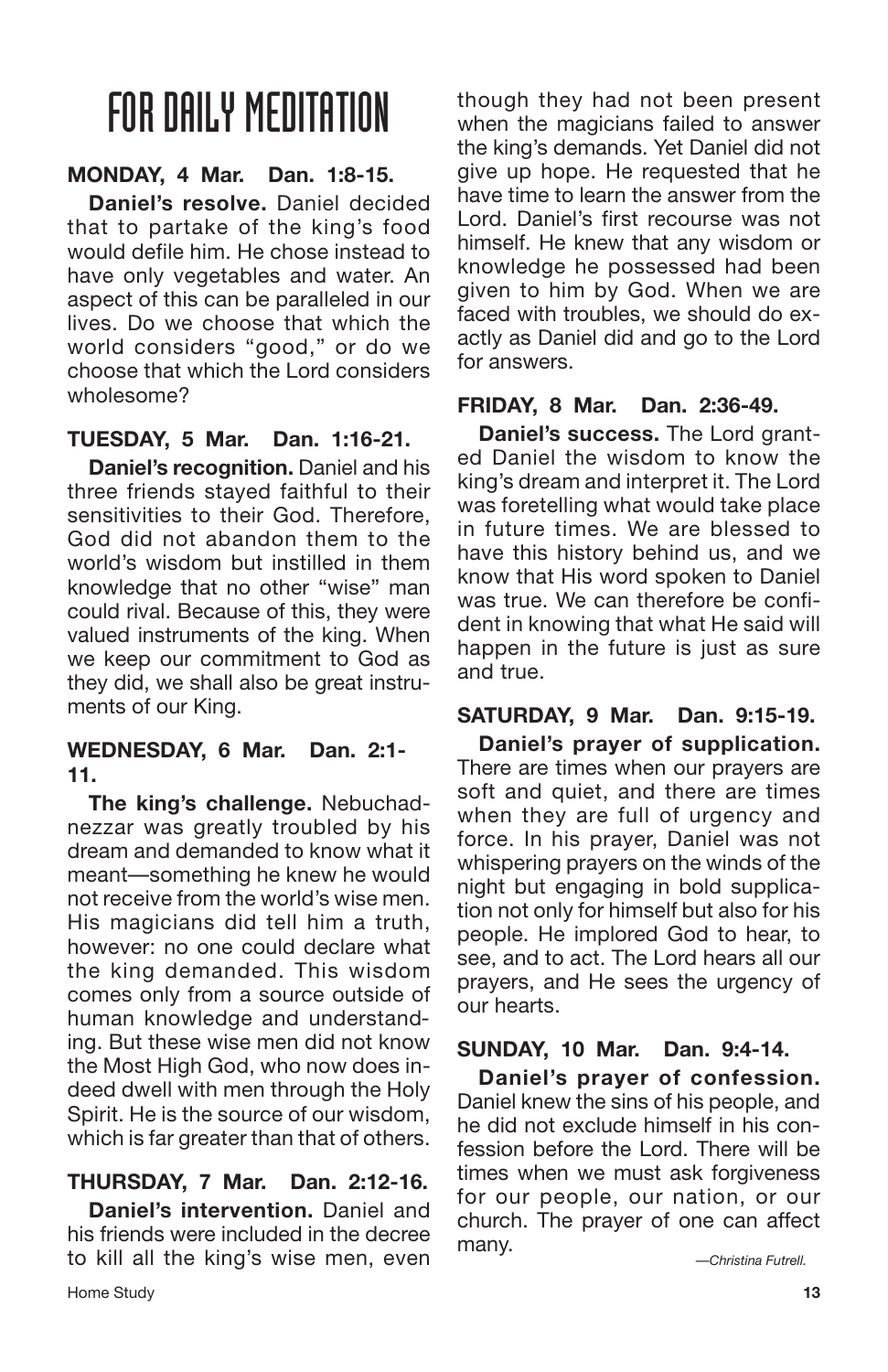# FOR DAILY MEDITATION

**MONDAY, 4 Mar. Dan. 1:8-15.**

**Daniel's resolve.** Daniel decided that to partake of the king's food would defile him. He chose instead to have only vegetables and water. An aspect of this can be paralleled in our lives. Do we choose that which the world considers "good," or do we choose that which the Lord considers wholesome?

**TUESDAY, 5 Mar. Dan. 1:16-21.**

**Daniel's recognition.** Daniel and his three friends stayed faithful to their sensitivities to their God. Therefore, God did not abandon them to the world's wisdom but instilled in them knowledge that no other "wise" man could rival. Because of this, they were valued instruments of the king. When we keep our commitment to God as they did, we shall also be great instruments of our King.

**WEDNESDAY, 6 Mar. Dan. 2:1-11.**

**The king's challenge.** Nebuchadnezzar was greatly troubled by his dream and demanded to know what it meant—something he knew he would not receive from the world's wise men. His magicians did tell him a truth, however: no one could declare what the king demanded. This wisdom comes only from a source outside of human knowledge and understanding. But these wise men did not know the Most High God, who now does indeed dwell with men through the Holy Spirit. He is the source of our wisdom, which is far greater than that of others.

**THURSDAY, 7 Mar. Dan. 2:12-16.**

**Daniel's intervention.** Daniel and his friends were included in the decree to kill all the king's wise men, even though they had not been present when the magicians failed to answer the king's demands. Yet Daniel did not give up hope. He requested that he have time to learn the answer from the Lord. Daniel's first recourse was not himself. He knew that any wisdom or knowledge he possessed had been given to him by God. When we are faced with troubles, we should do exactly as Daniel did and go to the Lord for answers.

**FRIDAY, 8 Mar. Dan. 2:36-49.**

**Daniel's success.** The Lord granted Daniel the wisdom to know the king's dream and interpret it. The Lord was foretelling what would take place in future times. We are blessed to have this history behind us, and we know that His word spoken to Daniel was true. We can therefore be confident in knowing that what He said will happen in the future is just as sure and true.

**SATURDAY, 9 Mar. Dan. 9:15-19.**

**Daniel's prayer of supplication.** There are times when our prayers are soft and quiet, and there are times when they are full of urgency and force. In his prayer, Daniel was not whispering prayers on the winds of the night but engaging in bold supplication not only for himself but also for his people. He implored God to hear, to see, and to act. The Lord hears all our prayers, and He sees the urgency of our hearts.

**SUNDAY, 10 Mar. Dan. 9:4-14.**

**Daniel's prayer of confession.** Daniel knew the sins of his people, and he did not exclude himself in his confession before the Lord. There will be times when we must ask forgiveness for our people, our nation, or our church. The prayer of one can affect many.

*—Christina Futrell.*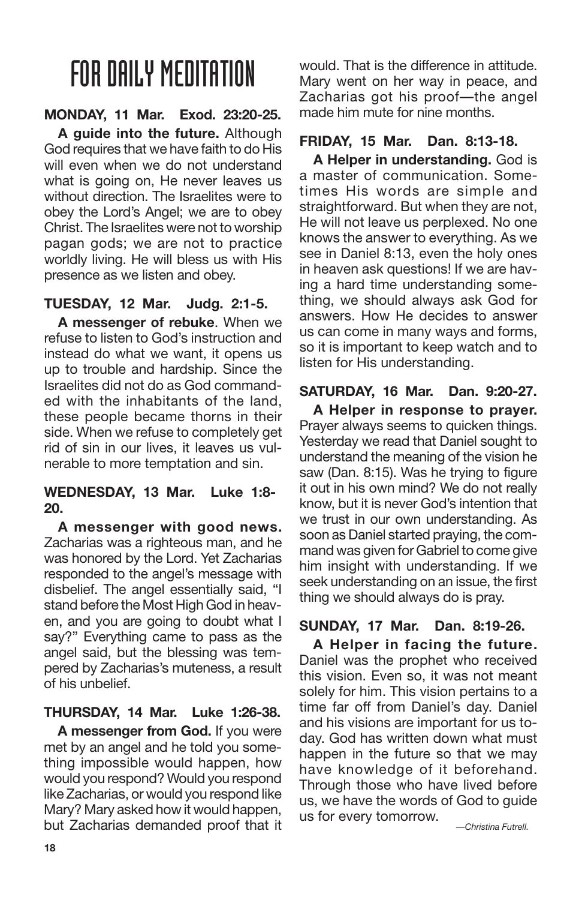# FOR DAILY MEDITATION

**MONDAY, 11 Mar. Exod. 23:20-25.**

**A guide into the future.** Although God requires that we have faith to do His will even when we do not understand what is going on, He never leaves us without direction. The Israelites were to obey the Lord's Angel; we are to obey Christ. The Israelites were not to worship pagan gods; we are not to practice worldly living. He will bless us with His presence as we listen and obey.

**TUESDAY, 12 Mar. Judg. 2:1-5.**

**A messenger of rebuke**. When we refuse to listen to God's instruction and instead do what we want, it opens us up to trouble and hardship. Since the Israelites did not do as God commanded with the inhabitants of the land, these people became thorns in their side. When we refuse to completely get rid of sin in our lives, it leaves us vulnerable to more temptation and sin.

**WEDNESDAY, 13 Mar. Luke 1:8-20.**

**A messenger with good news.** Zacharias was a righteous man, and he was honored by the Lord. Yet Zacharias responded to the angel's message with disbelief. The angel essentially said, "I stand before the Most High God in heaven, and you are going to doubt what I say?" Everything came to pass as the angel said, but the blessing was tempered by Zacharias's muteness, a result of his unbelief.

**THURSDAY, 14 Mar. Luke 1:26-38.**

**A messenger from God.** If you were met by an angel and he told you something impossible would happen, how would you respond? Would you respond like Zacharias, or would you respond like Mary? Mary asked how it would happen, but Zacharias demanded proof that it would. That is the difference in attitude. Mary went on her way in peace, and Zacharias got his proof—the angel made him mute for nine months.

**FRIDAY, 15 Mar. Dan. 8:13-18.**

**A Helper in understanding.** God is a master of communication. Sometimes His words are simple and straightforward. But when they are not, He will not leave us perplexed. No one knows the answer to everything. As we see in Daniel 8:13, even the holy ones in heaven ask questions! If we are having a hard time understanding something, we should always ask God for answers. How He decides to answer us can come in many ways and forms, so it is important to keep watch and to listen for His understanding.

**SATURDAY, 16 Mar. Dan. 9:20-27.**

**A Helper in response to prayer.** Prayer always seems to quicken things. Yesterday we read that Daniel sought to understand the meaning of the vision he saw (Dan. 8:15). Was he trying to figure it out in his own mind? We do not really know, but it is never God's intention that we trust in our own understanding. As soon as Daniel started praying, the command was given for Gabriel to come give him insight with understanding. If we seek understanding on an issue, the first thing we should always do is pray.

**SUNDAY, 17 Mar. Dan. 8:19-26.**

**A Helper in facing the future.** Daniel was the prophet who received this vision. Even so, it was not meant solely for him. This vision pertains to a time far off from Daniel's day. Daniel and his visions are important for us today. God has written down what must happen in the future so that we may have knowledge of it beforehand. Through those who have lived before us, we have the words of God to guide us for every tomorrow.

*—Christina Futrell.*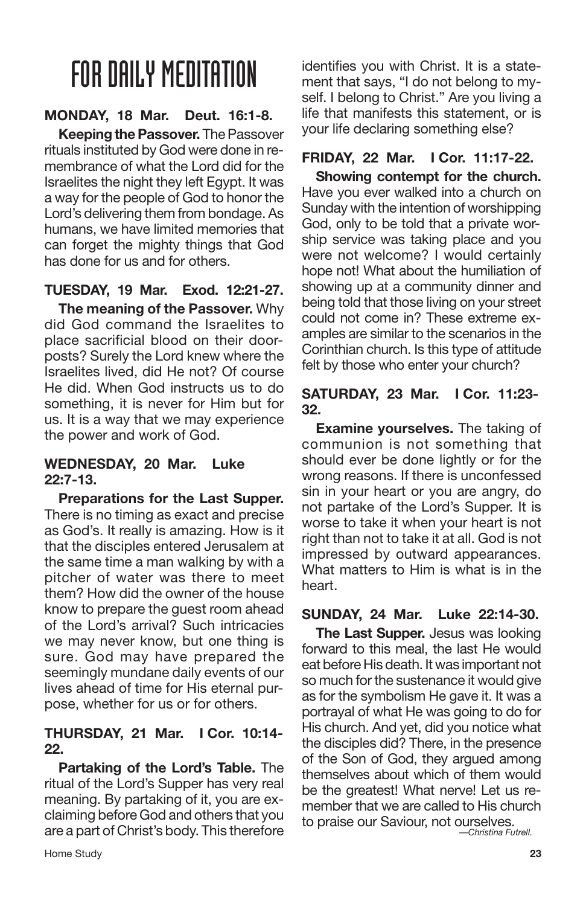# FOR DAILY MEDITATION

**MONDAY, 18 Mar. Deut. 16:1-8.**

**Keeping the Passover.** The Passover rituals instituted by God were done in remembrance of what the Lord did for the Israelites the night they left Egypt. It was a way for the people of God to honor the Lord's delivering them from bondage. As humans, we have limited memories that can forget the mighty things that God has done for us and for others.

**TUESDAY, 19 Mar. Exod. 12:21-27.**

**The meaning of the Passover.** Why did God command the Israelites to place sacrificial blood on their doorposts? Surely the Lord knew where the Israelites lived, did He not? Of course He did. When God instructs us to do something, it is never for Him but for us. It is a way that we may experience the power and work of God.

**WEDNESDAY, 20 Mar. Luke 22:7-13.**

**Preparations for the Last Supper.** There is no timing as exact and precise as God's. It really is amazing. How is it that the disciples entered Jerusalem at the same time a man walking by with a pitcher of water was there to meet them? How did the owner of the house know to prepare the guest room ahead of the Lord's arrival? Such intricacies we may never know, but one thing is sure. God may have prepared the seemingly mundane daily events of our lives ahead of time for His eternal purpose, whether for us or for others.

**THURSDAY, 21 Mar. I Cor. 10:14-22.**

**Partaking of the Lord's Table.** The ritual of the Lord's Supper has very real meaning. By partaking of it, you are exclaiming before God and others that you are a part of Christ's body. This therefore identifies you with Christ. It is a statement that says, "I do not belong to myself. I belong to Christ." Are you living a life that manifests this statement, or is your life declaring something else?

**FRIDAY, 22 Mar. I Cor. 11:17-22.**

**Showing contempt for the church.** Have you ever walked into a church on Sunday with the intention of worshipping God, only to be told that a private worship service was taking place and you were not welcome? I would certainly hope not! What about the humiliation of showing up at a community dinner and being told that those living on your street could not come in? These extreme examples are similar to the scenarios in the Corinthian church. Is this type of attitude felt by those who enter your church?

**SATURDAY, 23 Mar. I Cor. 11:23-32.**

**Examine yourselves.** The taking of communion is not something that should ever be done lightly or for the wrong reasons. If there is unconfessed sin in your heart or you are angry, do not partake of the Lord's Supper. It is worse to take it when your heart is not right than not to take it at all. God is not impressed by outward appearances. What matters to Him is what is in the heart.

**SUNDAY, 24 Mar. Luke 22:14-30.**

**The Last Supper.** Jesus was looking forward to this meal, the last He would eat before His death. It was important not so much for the sustenance it would give as for the symbolism He gave it. It was a portrayal of what He was going to do for His church. And yet, did you notice what the disciples did? There, in the presence of the Son of God, they argued among themselves about which of them would be the greatest! What nerve! Let us remember that we are called to His church to praise our Saviour, not ourselves.

*—Christina Futrell.*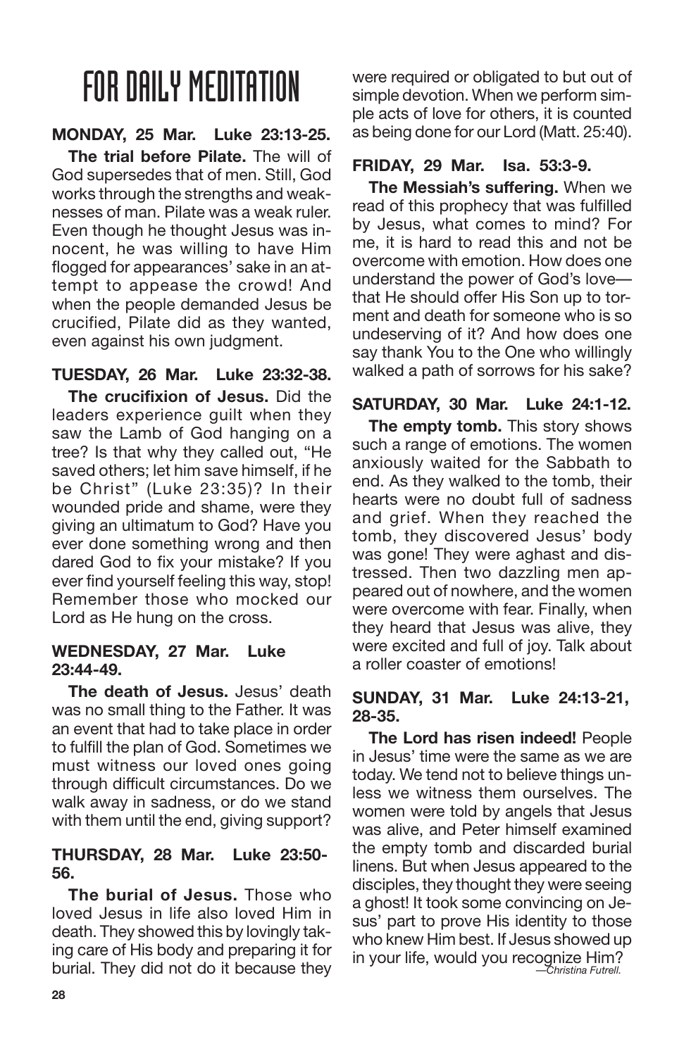# FOR DAILY MEDITATION

**MONDAY, 25 Mar. Luke 23:13-25.**

**The trial before Pilate.** The will of God supersedes that of men. Still, God works through the strengths and weaknesses of man. Pilate was a weak ruler. Even though he thought Jesus was innocent, he was willing to have Him flogged for appearances' sake in an attempt to appease the crowd! And when the people demanded Jesus be crucified, Pilate did as they wanted, even against his own judgment.

**TUESDAY, 26 Mar. Luke 23:32-38.**

**The crucifixion of Jesus.** Did the leaders experience guilt when they saw the Lamb of God hanging on a tree? Is that why they called out, "He saved others; let him save himself, if he be Christ" (Luke 23:35)? In their wounded pride and shame, were they giving an ultimatum to God? Have you ever done something wrong and then dared God to fix your mistake? If you ever find yourself feeling this way, stop! Remember those who mocked our Lord as He hung on the cross.

**WEDNESDAY, 27 Mar. Luke 23:44-49.**

**The death of Jesus.** Jesus' death was no small thing to the Father. It was an event that had to take place in order to fulfill the plan of God. Sometimes we must witness our loved ones going through difficult circumstances. Do we walk away in sadness, or do we stand with them until the end, giving support?

**THURSDAY, 28 Mar. Luke 23:50-56.**

**The burial of Jesus.** Those who loved Jesus in life also loved Him in death. They showed this by lovingly taking care of His body and preparing it for burial. They did not do it because they were required or obligated to but out of simple devotion. When we perform simple acts of love for others, it is counted as being done for our Lord (Matt. 25:40).

**FRIDAY, 29 Mar. Isa. 53:3-9.**

**The Messiah's suffering.** When we read of this prophecy that was fulfilled by Jesus, what comes to mind? For me, it is hard to read this and not be overcome with emotion. How does one understand the power of God's love—that He should offer His Son up to torment and death for someone who is so undeserving of it? And how does one say thank You to the One who willingly walked a path of sorrows for his sake?

**SATURDAY, 30 Mar. Luke 24:1-12.**

**The empty tomb.** This story shows such a range of emotions. The women anxiously waited for the Sabbath to end. As they walked to the tomb, their hearts were no doubt full of sadness and grief. When they reached the tomb, they discovered Jesus' body was gone! They were aghast and distressed. Then two dazzling men appeared out of nowhere, and the women were overcome with fear. Finally, when they heard that Jesus was alive, they were excited and full of joy. Talk about a roller coaster of emotions!

**SUNDAY, 31 Mar. Luke 24:13-21, 28-35.**

**The Lord has risen indeed!** People in Jesus' time were the same as we are today. We tend not to believe things unless we witness them ourselves. The women were told by angels that Jesus was alive, and Peter himself examined the empty tomb and discarded burial linens. But when Jesus appeared to the disciples, they thought they were seeing a ghost! It took some convincing on Jesus' part to prove His identity to those who knew Him best. If Jesus showed up in your life, would you recognize Him?

*—Christina Futrell.*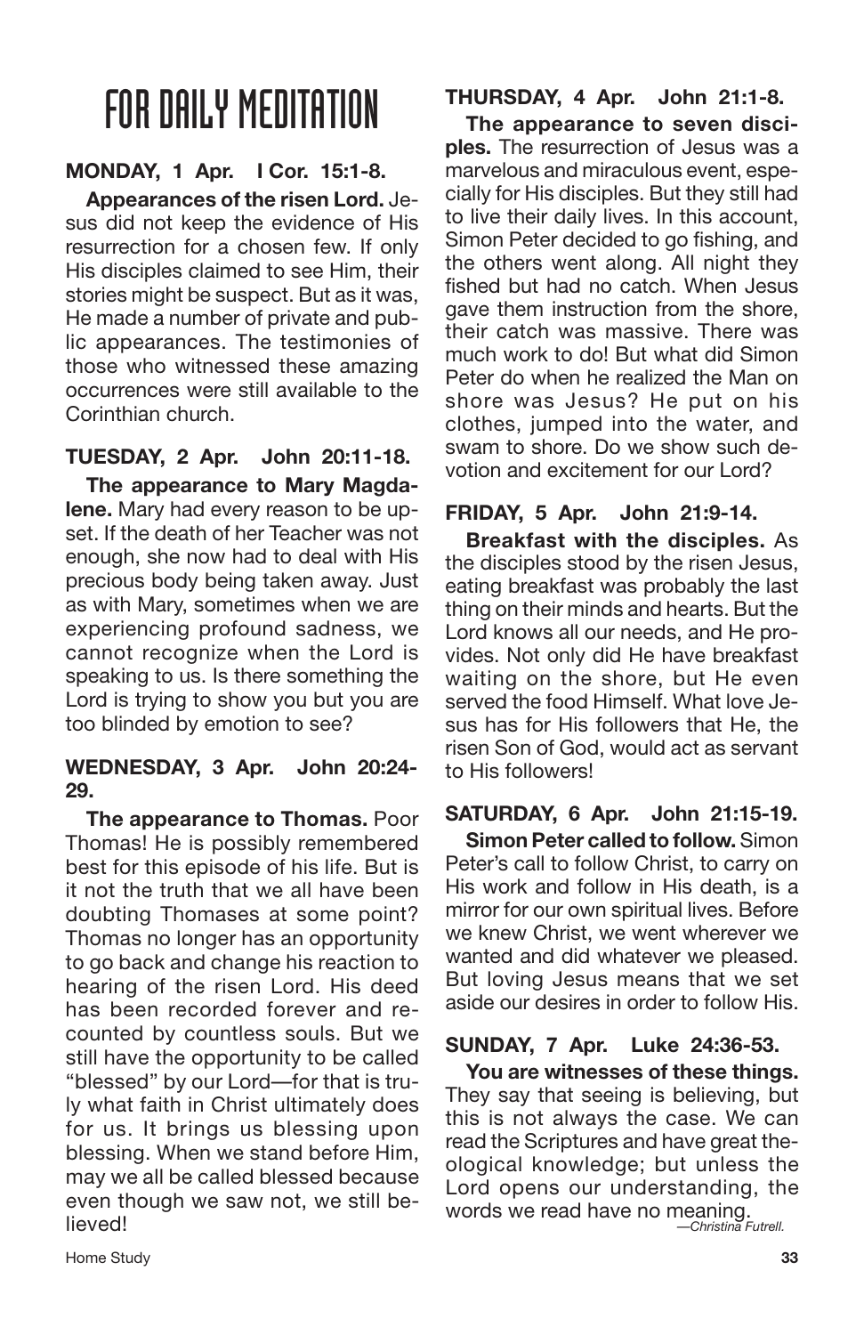# FOR DAILY MEDITATION

**MONDAY, 1 Apr. I Cor. 15:1-8.**

**Appearances of the risen Lord.** Jesus did not keep the evidence of His resurrection for a chosen few. If only His disciples claimed to see Him, their stories might be suspect. But as it was, He made a number of private and public appearances. The testimonies of those who witnessed these amazing occurrences were still available to the Corinthian church.

**TUESDAY, 2 Apr. John 20:11-18.**

**The appearance to Mary Magdalene.** Mary had every reason to be upset. If the death of her Teacher was not enough, she now had to deal with His precious body being taken away. Just as with Mary, sometimes when we are experiencing profound sadness, we cannot recognize when the Lord is speaking to us. Is there something the Lord is trying to show you but you are too blinded by emotion to see?

**WEDNESDAY, 3 Apr. John 20:24-29.**

**The appearance to Thomas.** Poor Thomas! He is possibly remembered best for this episode of his life. But is it not the truth that we all have been doubting Thomases at some point? Thomas no longer has an opportunity to go back and change his reaction to hearing of the risen Lord. His deed has been recorded forever and recounted by countless souls. But we still have the opportunity to be called "blessed" by our Lord—for that is truly what faith in Christ ultimately does for us. It brings us blessing upon blessing. When we stand before Him, may we all be called blessed because even though we saw not, we still believed!

**THURSDAY, 4 Apr. John 21:1-8.**

**The appearance to seven disciples.** The resurrection of Jesus was a marvelous and miraculous event, especially for His disciples. But they still had to live their daily lives. In this account, Simon Peter decided to go fishing, and the others went along. All night they fished but had no catch. When Jesus gave them instruction from the shore, their catch was massive. There was much work to do! But what did Simon Peter do when he realized the Man on shore was Jesus? He put on his clothes, jumped into the water, and swam to shore. Do we show such devotion and excitement for our Lord?

**FRIDAY, 5 Apr. John 21:9-14.**

**Breakfast with the disciples.** As the disciples stood by the risen Jesus, eating breakfast was probably the last thing on their minds and hearts. But the Lord knows all our needs, and He provides. Not only did He have breakfast waiting on the shore, but He even served the food Himself. What love Jesus has for His followers that He, the risen Son of God, would act as servant to His followers!

**SATURDAY, 6 Apr. John 21:15-19.**

**Simon Peter called to follow.** Simon Peter's call to follow Christ, to carry on His work and follow in His death, is a mirror for our own spiritual lives. Before we knew Christ, we went wherever we wanted and did whatever we pleased. But loving Jesus means that we set aside our desires in order to follow His.

**SUNDAY, 7 Apr. Luke 24:36-53.**

**You are witnesses of these things.** They say that seeing is believing, but this is not always the case. We can read the Scriptures and have great theological knowledge; but unless the Lord opens our understanding, the words we read have no meaning.

*—Christina Futrell.*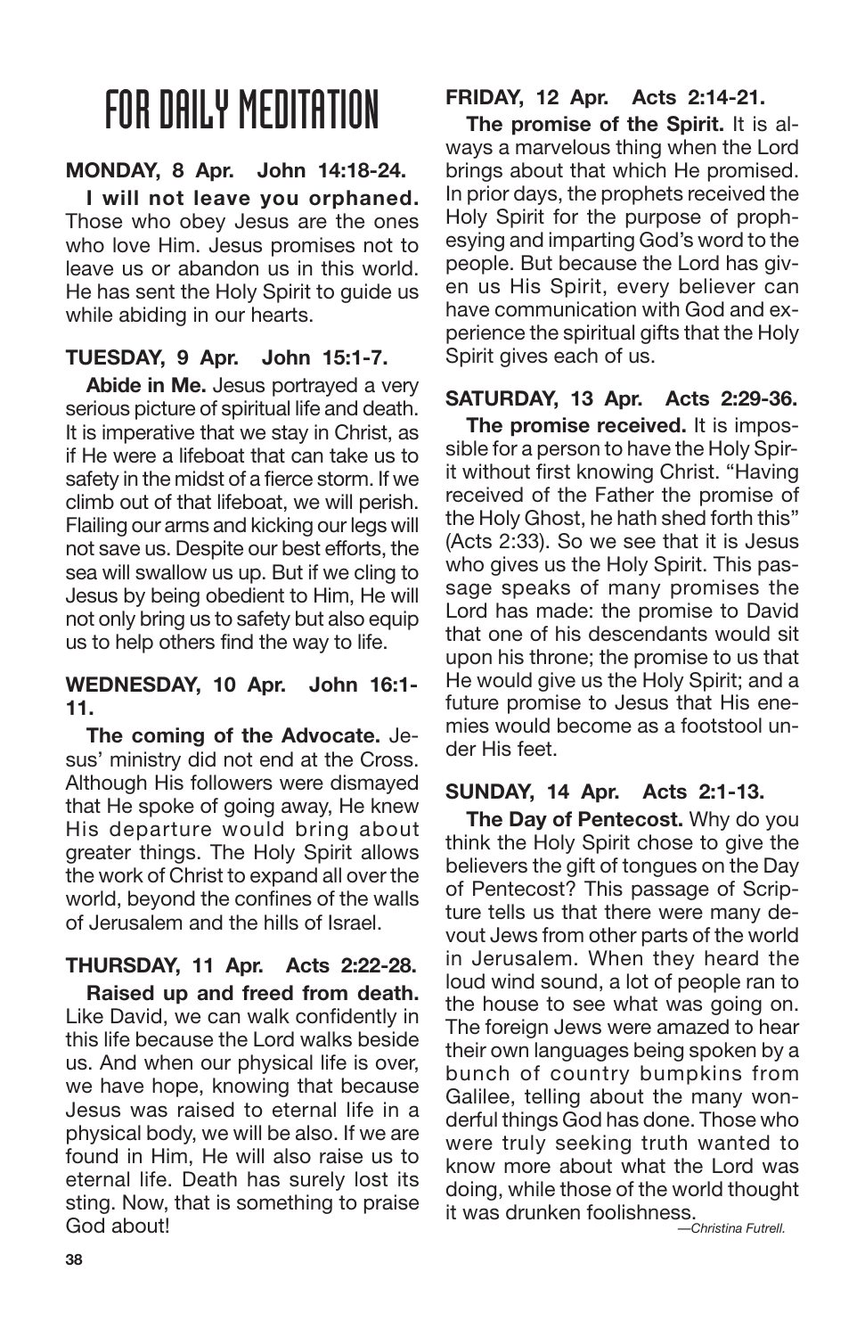# FOR DAILY MEDITATION

**MONDAY, 8 Apr. John 14:18-24.**

**I will not leave you orphaned.** Those who obey Jesus are the ones who love Him. Jesus promises not to leave us or abandon us in this world. He has sent the Holy Spirit to guide us while abiding in our hearts.

**TUESDAY, 9 Apr. John 15:1-7.**

**Abide in Me.** Jesus portrayed a very serious picture of spiritual life and death. It is imperative that we stay in Christ, as if He were a lifeboat that can take us to safety in the midst of a fierce storm. If we climb out of that lifeboat, we will perish. Flailing our arms and kicking our legs will not save us. Despite our best efforts, the sea will swallow us up. But if we cling to Jesus by being obedient to Him, He will not only bring us to safety but also equip us to help others find the way to life.

**WEDNESDAY, 10 Apr. John 16:1-11.**

**The coming of the Advocate.** Jesus' ministry did not end at the Cross. Although His followers were dismayed that He spoke of going away, He knew His departure would bring about greater things. The Holy Spirit allows the work of Christ to expand all over the world, beyond the confines of the walls of Jerusalem and the hills of Israel.

**THURSDAY, 11 Apr. Acts 2:22-28.**

**Raised up and freed from death.** Like David, we can walk confidently in this life because the Lord walks beside us. And when our physical life is over, we have hope, knowing that because Jesus was raised to eternal life in a physical body, we will be also. If we are found in Him, He will also raise us to eternal life. Death has surely lost its sting. Now, that is something to praise God about!

**FRIDAY, 12 Apr. Acts 2:14-21.**

**The promise of the Spirit.** It is always a marvelous thing when the Lord brings about that which He promised. In prior days, the prophets received the Holy Spirit for the purpose of prophesying and imparting God's word to the people. But because the Lord has given us His Spirit, every believer can have communication with God and experience the spiritual gifts that the Holy Spirit gives each of us.

**SATURDAY, 13 Apr. Acts 2:29-36.**

**The promise received.** It is impossible for a person to have the Holy Spirit without first knowing Christ. "Having received of the Father the promise of the Holy Ghost, he hath shed forth this" (Acts 2:33). So we see that it is Jesus who gives us the Holy Spirit. This passage speaks of many promises the Lord has made: the promise to David that one of his descendants would sit upon his throne; the promise to us that He would give us the Holy Spirit; and a future promise to Jesus that His enemies would become as a footstool under His feet.

**SUNDAY, 14 Apr. Acts 2:1-13.**

**The Day of Pentecost.** Why do you think the Holy Spirit chose to give the believers the gift of tongues on the Day of Pentecost? This passage of Scripture tells us that there were many devout Jews from other parts of the world in Jerusalem. When they heard the loud wind sound, a lot of people ran to the house to see what was going on. The foreign Jews were amazed to hear their own languages being spoken by a bunch of country bumpkins from Galilee, telling about the many wonderful things God has done. Those who were truly seeking truth wanted to know more about what the Lord was doing, while those of the world thought it was drunken foolishness.

*—Christina Futrell.*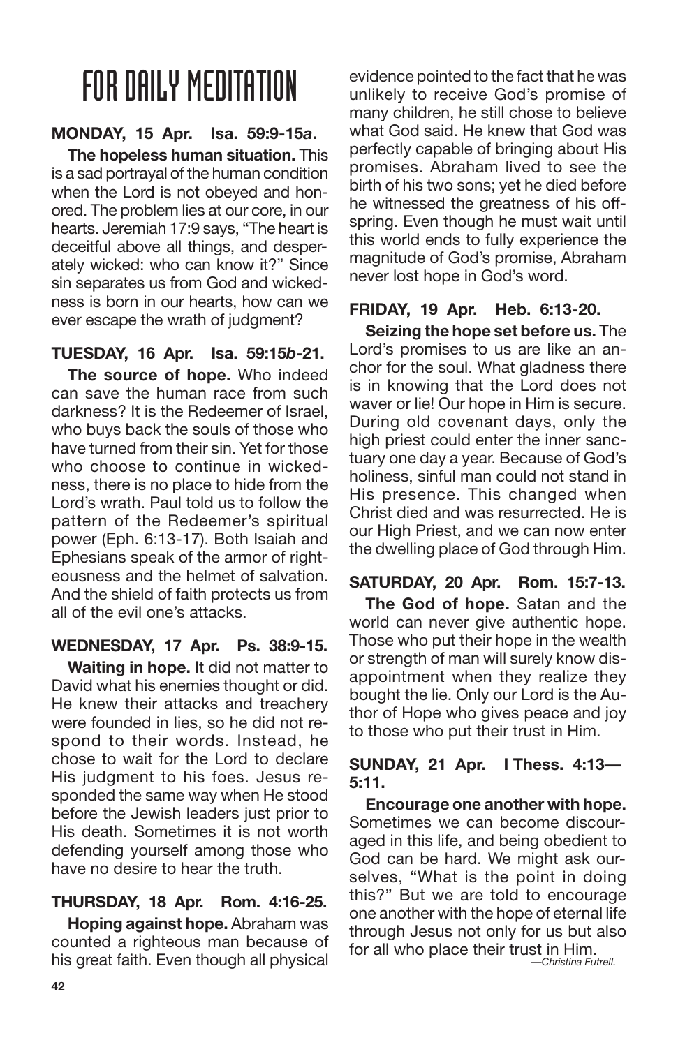# FOR DAILY MEDITATION

**MONDAY, 15 Apr. Isa. 59:9-15*a*.**

**The hopeless human situation.** This is a sad portrayal of the human condition when the Lord is not obeyed and honored. The problem lies at our core, in our hearts. Jeremiah 17:9 says, "The heart is deceitful above all things, and desperately wicked: who can know it?" Since sin separates us from God and wickedness is born in our hearts, how can we ever escape the wrath of judgment?

**TUESDAY, 16 Apr. Isa. 59:15*b*-21.**

**The source of hope.** Who indeed can save the human race from such darkness? It is the Redeemer of Israel, who buys back the souls of those who have turned from their sin. Yet for those who choose to continue in wickedness, there is no place to hide from the Lord's wrath. Paul told us to follow the pattern of the Redeemer's spiritual power (Eph. 6:13-17). Both Isaiah and Ephesians speak of the armor of righteousness and the helmet of salvation. And the shield of faith protects us from all of the evil one's attacks.

**WEDNESDAY, 17 Apr. Ps. 38:9-15.**

**Waiting in hope.** It did not matter to David what his enemies thought or did. He knew their attacks and treachery were founded in lies, so he did not respond to their words. Instead, he chose to wait for the Lord to declare His judgment to his foes. Jesus responded the same way when He stood before the Jewish leaders just prior to His death. Sometimes it is not worth defending yourself among those who have no desire to hear the truth.

**THURSDAY, 18 Apr. Rom. 4:16-25.**

**Hoping against hope.** Abraham was counted a righteous man because of his great faith. Even though all physical evidence pointed to the fact that he was unlikely to receive God's promise of many children, he still chose to believe what God said. He knew that God was perfectly capable of bringing about His promises. Abraham lived to see the birth of his two sons; yet he died before he witnessed the greatness of his offspring. Even though he must wait until this world ends to fully experience the magnitude of God's promise, Abraham never lost hope in God's word.

**FRIDAY, 19 Apr. Heb. 6:13-20.**

**Seizing the hope set before us.** The Lord's promises to us are like an anchor for the soul. What gladness there is in knowing that the Lord does not waver or lie! Our hope in Him is secure. During old covenant days, only the high priest could enter the inner sanctuary one day a year. Because of God's holiness, sinful man could not stand in His presence. This changed when Christ died and was resurrected. He is our High Priest, and we can now enter the dwelling place of God through Him.

**SATURDAY, 20 Apr. Rom. 15:7-13.**

**The God of hope.** Satan and the world can never give authentic hope. Those who put their hope in the wealth or strength of man will surely know disappointment when they realize they bought the lie. Only our Lord is the Author of Hope who gives peace and joy to those who put their trust in Him.

**SUNDAY, 21 Apr. I Thess. 4:13—5:11.**

**Encourage one another with hope.** Sometimes we can become discouraged in this life, and being obedient to God can be hard. We might ask ourselves, "What is the point in doing this?" But we are told to encourage one another with the hope of eternal life through Jesus not only for us but also for all who place their trust in Him.

*—Christina Futrell.*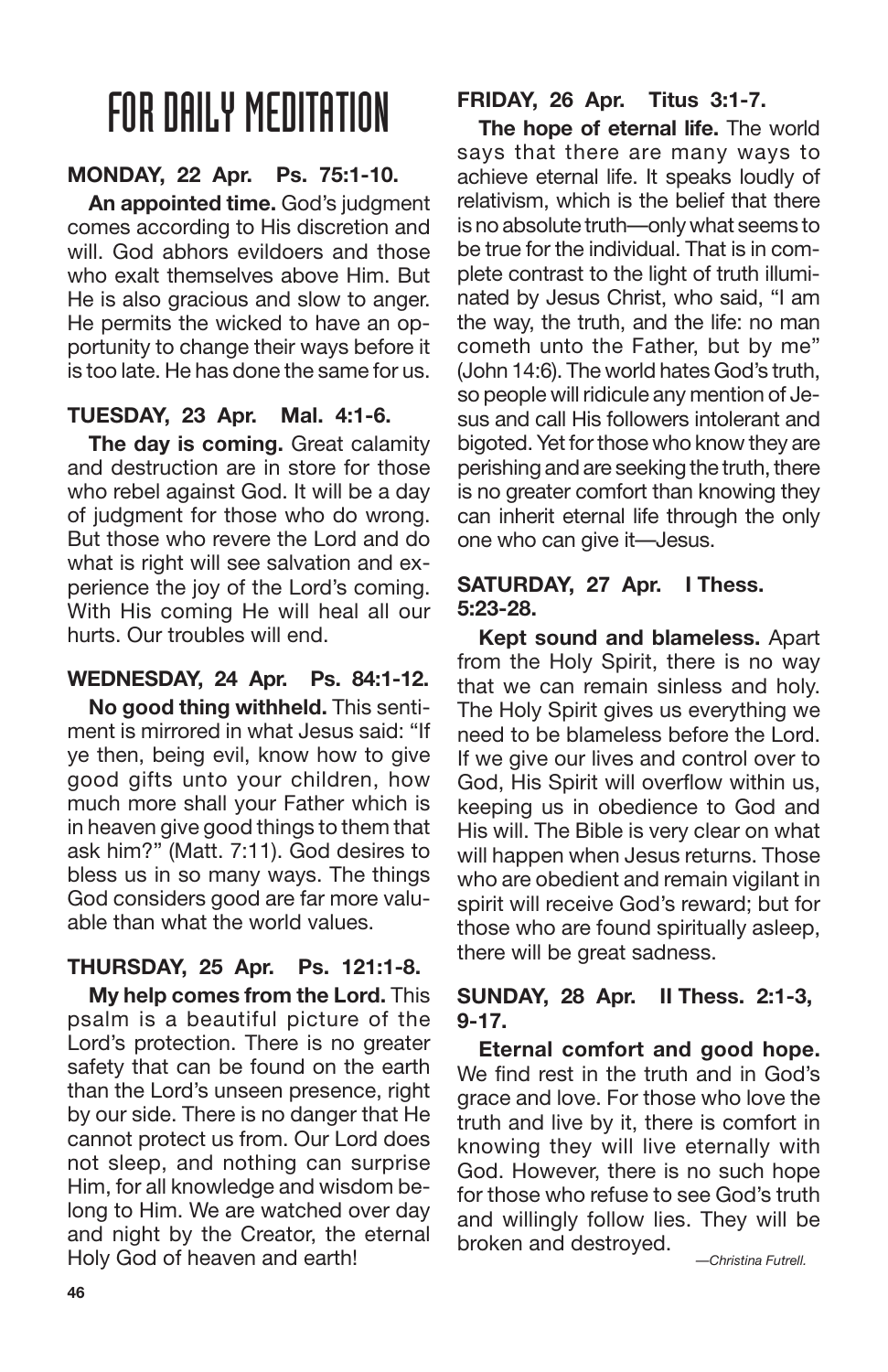# FOR DAILY MEDITATION

**MONDAY, 22 Apr. Ps. 75:1-10.**

**An appointed time.** God's judgment comes according to His discretion and will. God abhors evildoers and those who exalt themselves above Him. But He is also gracious and slow to anger. He permits the wicked to have an opportunity to change their ways before it is too late. He has done the same for us.

**TUESDAY, 23 Apr. Mal. 4:1-6.**

**The day is coming.** Great calamity and destruction are in store for those who rebel against God. It will be a day of judgment for those who do wrong. But those who revere the Lord and do what is right will see salvation and experience the joy of the Lord's coming. With His coming He will heal all our hurts. Our troubles will end.

**WEDNESDAY, 24 Apr. Ps. 84:1-12.**

**No good thing withheld.** This sentiment is mirrored in what Jesus said: "If ye then, being evil, know how to give good gifts unto your children, how much more shall your Father which is in heaven give good things to them that ask him?" (Matt. 7:11). God desires to bless us in so many ways. The things God considers good are far more valuable than what the world values.

**THURSDAY, 25 Apr. Ps. 121:1-8.**

**My help comes from the Lord.** This psalm is a beautiful picture of the Lord's protection. There is no greater safety that can be found on the earth than the Lord's unseen presence, right by our side. There is no danger that He cannot protect us from. Our Lord does not sleep, and nothing can surprise Him, for all knowledge and wisdom belong to Him. We are watched over day and night by the Creator, the eternal Holy God of heaven and earth!

**FRIDAY, 26 Apr. Titus 3:1-7.**

**The hope of eternal life.** The world says that there are many ways to achieve eternal life. It speaks loudly of relativism, which is the belief that there is no absolute truth—only what seems to be true for the individual. That is in complete contrast to the light of truth illuminated by Jesus Christ, who said, "I am the way, the truth, and the life: no man cometh unto the Father, but by me" (John 14:6). The world hates God's truth, so people will ridicule any mention of Jesus and call His followers intolerant and bigoted. Yet for those who know they are perishing and are seeking the truth, there is no greater comfort than knowing they can inherit eternal life through the only one who can give it—Jesus.

**SATURDAY, 27 Apr. I Thess. 5:23-28.**

**Kept sound and blameless.** Apart from the Holy Spirit, there is no way that we can remain sinless and holy. The Holy Spirit gives us everything we need to be blameless before the Lord. If we give our lives and control over to God, His Spirit will overflow within us, keeping us in obedience to God and His will. The Bible is very clear on what will happen when Jesus returns. Those who are obedient and remain vigilant in spirit will receive God's reward; but for those who are found spiritually asleep, there will be great sadness.

**SUNDAY, 28 Apr. II Thess. 2:1-3, 9-17.**

**Eternal comfort and good hope.** We find rest in the truth and in God's grace and love. For those who love the truth and live by it, there is comfort in knowing they will live eternally with God. However, there is no such hope for those who refuse to see God's truth and willingly follow lies. They will be broken and destroyed.

*—Christina Futrell.*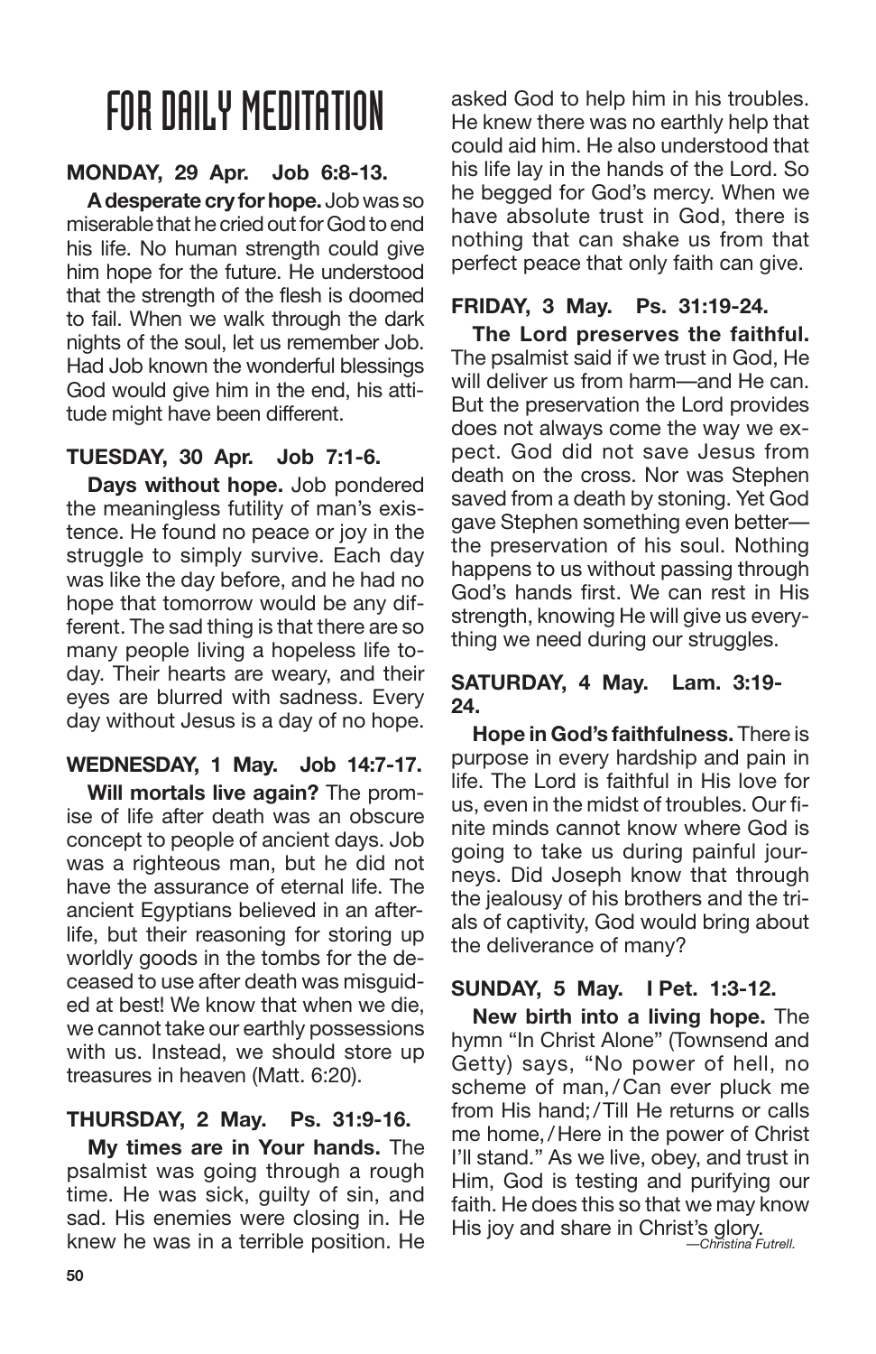# FOR DAILY MEDITATION

**MONDAY, 29 Apr. Job 6:8-13.**

**A desperate cry for hope.** Job was so miserable that he cried out for God to end his life. No human strength could give him hope for the future. He understood that the strength of the flesh is doomed to fail. When we walk through the dark nights of the soul, let us remember Job. Had Job known the wonderful blessings God would give him in the end, his attitude might have been different.

**TUESDAY, 30 Apr. Job 7:1-6.**

**Days without hope.** Job pondered the meaningless futility of man's existence. He found no peace or joy in the struggle to simply survive. Each day was like the day before, and he had no hope that tomorrow would be any different. The sad thing is that there are so many people living a hopeless life today. Their hearts are weary, and their eyes are blurred with sadness. Every day without Jesus is a day of no hope.

**WEDNESDAY, 1 May. Job 14:7-17.**

**Will mortals live again?** The promise of life after death was an obscure concept to people of ancient days. Job was a righteous man, but he did not have the assurance of eternal life. The ancient Egyptians believed in an afterlife, but their reasoning for storing up worldly goods in the tombs for the deceased to use after death was misguided at best! We know that when we die, we cannot take our earthly possessions with us. Instead, we should store up treasures in heaven (Matt. 6:20).

**THURSDAY, 2 May. Ps. 31:9-16.**

**My times are in Your hands.** The psalmist was going through a rough time. He was sick, guilty of sin, and sad. His enemies were closing in. He knew he was in a terrible position. He asked God to help him in his troubles. He knew there was no earthly help that could aid him. He also understood that his life lay in the hands of the Lord. So he begged for God's mercy. When we have absolute trust in God, there is nothing that can shake us from that perfect peace that only faith can give.

**FRIDAY, 3 May. Ps. 31:19-24.**

**The Lord preserves the faithful.** The psalmist said if we trust in God, He will deliver us from harm—and He can. But the preservation the Lord provides does not always come the way we expect. God did not save Jesus from death on the cross. Nor was Stephen saved from a death by stoning. Yet God gave Stephen something even better—the preservation of his soul. Nothing happens to us without passing through God's hands first. We can rest in His strength, knowing He will give us everything we need during our struggles.

**SATURDAY, 4 May. Lam. 3:19-24.**

**Hope in God's faithfulness.** There is purpose in every hardship and pain in life. The Lord is faithful in His love for us, even in the midst of troubles. Our finite minds cannot know where God is going to take us during painful journeys. Did Joseph know that through the jealousy of his brothers and the trials of captivity, God would bring about the deliverance of many?

**SUNDAY, 5 May. I Pet. 1:3-12.**

**New birth into a living hope.** The hymn "In Christ Alone" (Townsend and Getty) says, "No power of hell, no scheme of man, / Can ever pluck me from His hand; / Till He returns or calls me home, / Here in the power of Christ I'll stand." As we live, obey, and trust in Him, God is testing and purifying our faith. He does this so that we may know His joy and share in Christ's glory.

*—Christina Futrell.*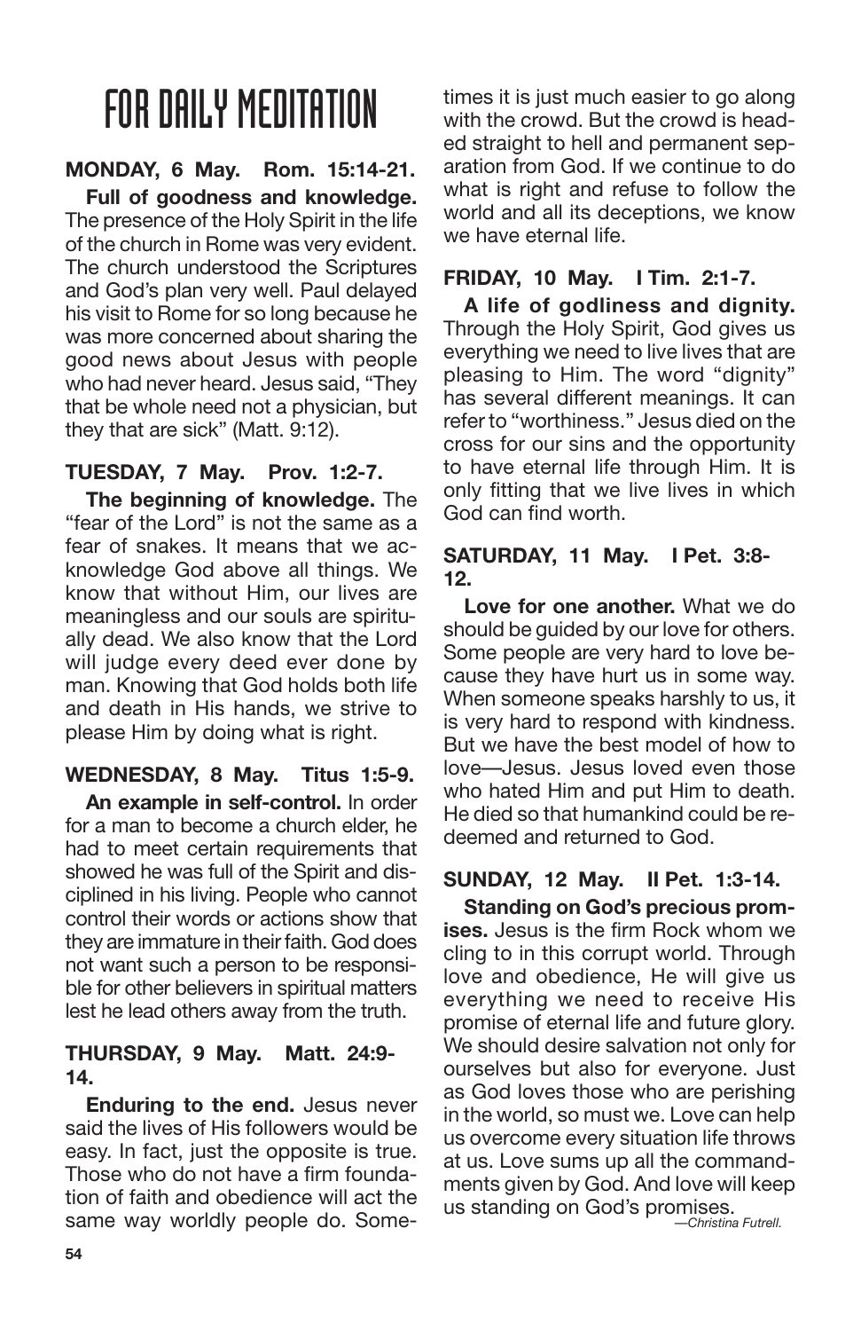# FOR DAILY MEDITATION

**MONDAY, 6 May. Rom. 15:14-21.**

**Full of goodness and knowledge.** The presence of the Holy Spirit in the life of the church in Rome was very evident. The church understood the Scriptures and God's plan very well. Paul delayed his visit to Rome for so long because he was more concerned about sharing the good news about Jesus with people who had never heard. Jesus said, "They that be whole need not a physician, but they that are sick" (Matt. 9:12).

**TUESDAY, 7 May. Prov. 1:2-7.**

**The beginning of knowledge.** The "fear of the Lord" is not the same as a fear of snakes. It means that we acknowledge God above all things. We know that without Him, our lives are meaningless and our souls are spiritually dead. We also know that the Lord will judge every deed ever done by man. Knowing that God holds both life and death in His hands, we strive to please Him by doing what is right.

**WEDNESDAY, 8 May. Titus 1:5-9.**

**An example in self-control.** In order for a man to become a church elder, he had to meet certain requirements that showed he was full of the Spirit and disciplined in his living. People who cannot control their words or actions show that they are immature in their faith. God does not want such a person to be responsible for other believers in spiritual matters lest he lead others away from the truth.

**THURSDAY, 9 May. Matt. 24:9-14.**

**Enduring to the end.** Jesus never said the lives of His followers would be easy. In fact, just the opposite is true. Those who do not have a firm foundation of faith and obedience will act the same way worldly people do. Sometimes it is just much easier to go along with the crowd. But the crowd is headed straight to hell and permanent separation from God. If we continue to do what is right and refuse to follow the world and all its deceptions, we know we have eternal life.

**FRIDAY, 10 May. I Tim. 2:1-7.**

**A life of godliness and dignity.** Through the Holy Spirit, God gives us everything we need to live lives that are pleasing to Him. The word "dignity" has several different meanings. It can refer to "worthiness." Jesus died on the cross for our sins and the opportunity to have eternal life through Him. It is only fitting that we live lives in which God can find worth.

**SATURDAY, 11 May. I Pet. 3:8-12.**

**Love for one another.** What we do should be guided by our love for others. Some people are very hard to love because they have hurt us in some way. When someone speaks harshly to us, it is very hard to respond with kindness. But we have the best model of how to love—Jesus. Jesus loved even those who hated Him and put Him to death. He died so that humankind could be redeemed and returned to God.

**SUNDAY, 12 May. II Pet. 1:3-14.**

**Standing on God's precious promises.** Jesus is the firm Rock whom we cling to in this corrupt world. Through love and obedience, He will give us everything we need to receive His promise of eternal life and future glory. We should desire salvation not only for ourselves but also for everyone. Just as God loves those who are perishing in the world, so must we. Love can help us overcome every situation life throws at us. Love sums up all the commandments given by God. And love will keep us standing on God's promises.

*—Christina Futrell.*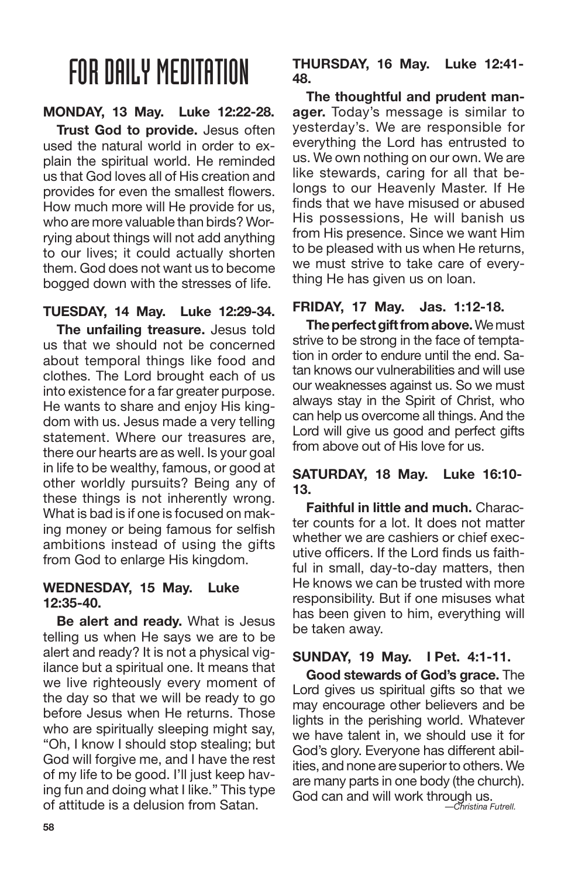# FOR DAILY MEDITATION

**MONDAY, 13 May. Luke 12:22-28.**

**Trust God to provide.** Jesus often used the natural world in order to explain the spiritual world. He reminded us that God loves all of His creation and provides for even the smallest flowers. How much more will He provide for us, who are more valuable than birds? Worrying about things will not add anything to our lives; it could actually shorten them. God does not want us to become bogged down with the stresses of life.

**TUESDAY, 14 May. Luke 12:29-34.**

**The unfailing treasure.** Jesus told us that we should not be concerned about temporal things like food and clothes. The Lord brought each of us into existence for a far greater purpose. He wants to share and enjoy His kingdom with us. Jesus made a very telling statement. Where our treasures are, there our hearts are as well. Is your goal in life to be wealthy, famous, or good at other worldly pursuits? Being any of these things is not inherently wrong. What is bad is if one is focused on making money or being famous for selfish ambitions instead of using the gifts from God to enlarge His kingdom.

**WEDNESDAY, 15 May. Luke 12:35-40.**

**Be alert and ready.** What is Jesus telling us when He says we are to be alert and ready? It is not a physical vigilance but a spiritual one. It means that we live righteously every moment of the day so that we will be ready to go before Jesus when He returns. Those who are spiritually sleeping might say, "Oh, I know I should stop stealing; but God will forgive me, and I have the rest of my life to be good. I'll just keep having fun and doing what I like." This type of attitude is a delusion from Satan.

**THURSDAY, 16 May. Luke 12:41-48.**

**The thoughtful and prudent manager.** Today's message is similar to yesterday's. We are responsible for everything the Lord has entrusted to us. We own nothing on our own. We are like stewards, caring for all that belongs to our Heavenly Master. If He finds that we have misused or abused His possessions, He will banish us from His presence. Since we want Him to be pleased with us when He returns, we must strive to take care of everything He has given us on loan.

**FRIDAY, 17 May. Jas. 1:12-18.**

**The perfect gift from above.** We must strive to be strong in the face of temptation in order to endure until the end. Satan knows our vulnerabilities and will use our weaknesses against us. So we must always stay in the Spirit of Christ, who can help us overcome all things. And the Lord will give us good and perfect gifts from above out of His love for us.

**SATURDAY, 18 May. Luke 16:10-13.**

**Faithful in little and much.** Character counts for a lot. It does not matter whether we are cashiers or chief executive officers. If the Lord finds us faithful in small, day-to-day matters, then He knows we can be trusted with more responsibility. But if one misuses what has been given to him, everything will be taken away.

**SUNDAY, 19 May. I Pet. 4:1-11.**

**Good stewards of God's grace.** The Lord gives us spiritual gifts so that we may encourage other believers and be lights in the perishing world. Whatever we have talent in, we should use it for God's glory. Everyone has different abilities, and none are superior to others. We are many parts in one body (the church). God can and will work through us.

*—Christina Futrell.*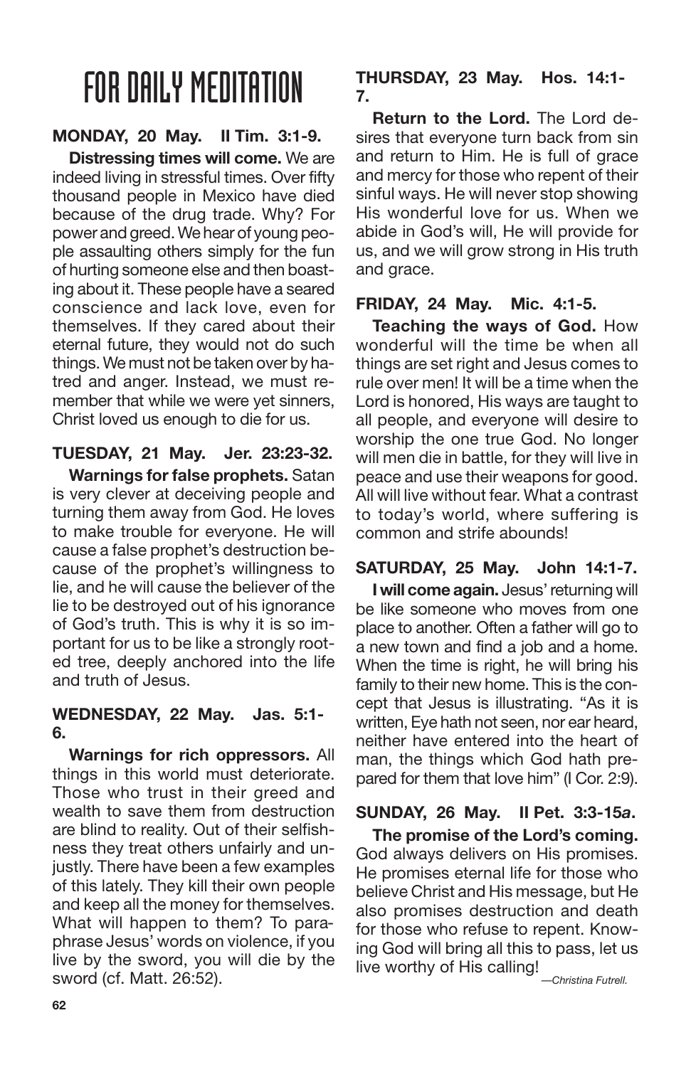# FOR DAILY MEDITATION

**MONDAY, 20 May. II Tim. 3:1-9.**

**Distressing times will come.** We are indeed living in stressful times. Over fifty thousand people in Mexico have died because of the drug trade. Why? For power and greed. We hear of young people assaulting others simply for the fun of hurting someone else and then boasting about it. These people have a seared conscience and lack love, even for themselves. If they cared about their eternal future, they would not do such things. We must not be taken over by hatred and anger. Instead, we must remember that while we were yet sinners, Christ loved us enough to die for us.

**TUESDAY, 21 May. Jer. 23:23-32.**

**Warnings for false prophets.** Satan is very clever at deceiving people and turning them away from God. He loves to make trouble for everyone. He will cause a false prophet's destruction because of the prophet's willingness to lie, and he will cause the believer of the lie to be destroyed out of his ignorance of God's truth. This is why it is so important for us to be like a strongly rooted tree, deeply anchored into the life and truth of Jesus.

**WEDNESDAY, 22 May. Jas. 5:1-6.**

**Warnings for rich oppressors.** All things in this world must deteriorate. Those who trust in their greed and wealth to save them from destruction are blind to reality. Out of their selfishness they treat others unfairly and unjustly. There have been a few examples of this lately. They kill their own people and keep all the money for themselves. What will happen to them? To paraphrase Jesus' words on violence, if you live by the sword, you will die by the sword (cf. Matt. 26:52).

**THURSDAY, 23 May. Hos. 14:1-7.**

**Return to the Lord.** The Lord desires that everyone turn back from sin and return to Him. He is full of grace and mercy for those who repent of their sinful ways. He will never stop showing His wonderful love for us. When we abide in God's will, He will provide for us, and we will grow strong in His truth and grace.

**FRIDAY, 24 May. Mic. 4:1-5.**

**Teaching the ways of God.** How wonderful will the time be when all things are set right and Jesus comes to rule over men! It will be a time when the Lord is honored, His ways are taught to all people, and everyone will desire to worship the one true God. No longer will men die in battle, for they will live in peace and use their weapons for good. All will live without fear. What a contrast to today's world, where suffering is common and strife abounds!

**SATURDAY, 25 May. John 14:1-7.**

**I will come again.** Jesus' returning will be like someone who moves from one place to another. Often a father will go to a new town and find a job and a home. When the time is right, he will bring his family to their new home. This is the concept that Jesus is illustrating. "As it is written, Eye hath not seen, nor ear heard, neither have entered into the heart of man, the things which God hath prepared for them that love him" (I Cor. 2:9).

**SUNDAY, 26 May. II Pet. 3:3-15*a*.**

**The promise of the Lord's coming.** God always delivers on His promises. He promises eternal life for those who believe Christ and His message, but He also promises destruction and death for those who refuse to repent. Knowing God will bring all this to pass, let us live worthy of His calling!

*—Christina Futrell.*